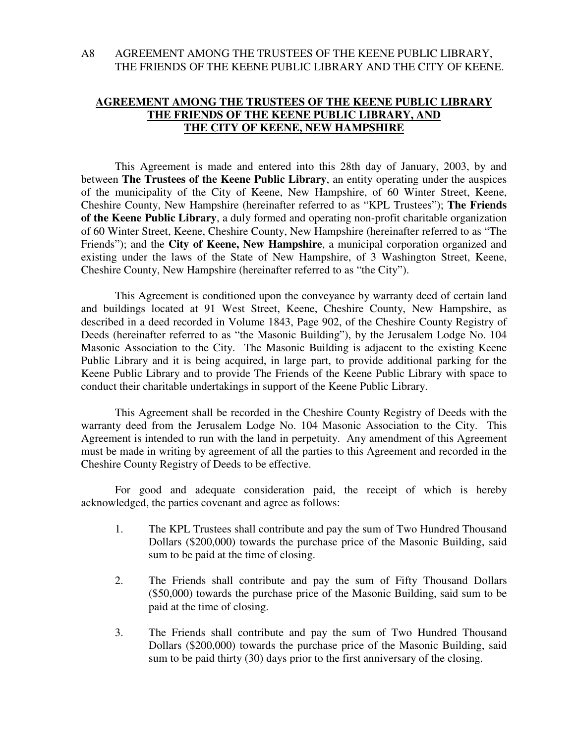A8 AGREEMENT AMONG THE TRUSTEES OF THE KEENE PUBLIC LIBRARY, THE FRIENDS OF THE KEENE PUBLIC LIBRARY AND THE CITY OF KEENE.

## AGREEMENT AMONG THE TRUSTEES OF THE KEENE PUBLIC LIBRARY THE FRIENDS OF THE KEENE PUBLIC LIBRARY, AND THE CITY OF KEENE, NEW HAMPSHIRE

This Agreement is made and entered into this 28th day of January, 2003, by and between **The Trustees of the Keene Public Library**, an entity operating under the auspices of the municipality of the City of Keene, New Hampshire, of 60 Winter Street, Keene, Cheshire County, New Hampshire (hereinafter referred to as "KPL Trustees"); **The Friends of the Keene Public Library**, a duly formed and operating non-profit charitable organization of 60 Winter Street, Keene, Cheshire County, New Hampshire (hereinafter referred to as "The Friends"); and the **City of Keene, New Hampshire**, a municipal corporation organized and existing under the laws of the State of New Hampshire, of 3 Washington Street, Keene, Cheshire County, New Hampshire (hereinafter referred to as "the City").

This Agreement is conditioned upon the conveyance by warranty deed of certain land and buildings located at 91 West Street, Keene, Cheshire County, New Hampshire, as described in a deed recorded in Volume 1843, Page 902, of the Cheshire County Registry of Deeds (hereinafter referred to as "the Masonic Building"), by the Jerusalem Lodge No. 104 Masonic Association to the City. The Masonic Building is adjacent to the existing Keene Public Library and it is being acquired, in large part, to provide additional parking for the Keene Public Library and to provide The Friends of the Keene Public Library with space to conduct their charitable undertakings in support of the Keene Public Library.

This Agreement shall be recorded in the Cheshire County Registry of Deeds with the warranty deed from the Jerusalem Lodge No. 104 Masonic Association to the City. This Agreement is intended to run with the land in perpetuity. Any amendment of this Agreement must be made in writing by agreement of all the parties to this Agreement and recorded in the Cheshire County Registry of Deeds to be effective.

For good and adequate consideration paid, the receipt of which is hereby acknowledged, the parties covenant and agree as follows:

1. The KPL Trustees shall contribute and pay the sum of Two Hundred Thousand Dollars ($200,000) towards the purchase price of the Masonic Building, said sum to be paid at the time of closing.

2. The Friends shall contribute and pay the sum of Fifty Thousand Dollars ($50,000) towards the purchase price of the Masonic Building, said sum to be paid at the time of closing.

3. The Friends shall contribute and pay the sum of Two Hundred Thousand Dollars ($200,000) towards the purchase price of the Masonic Building, said sum to be paid thirty (30) days prior to the first anniversary of the closing.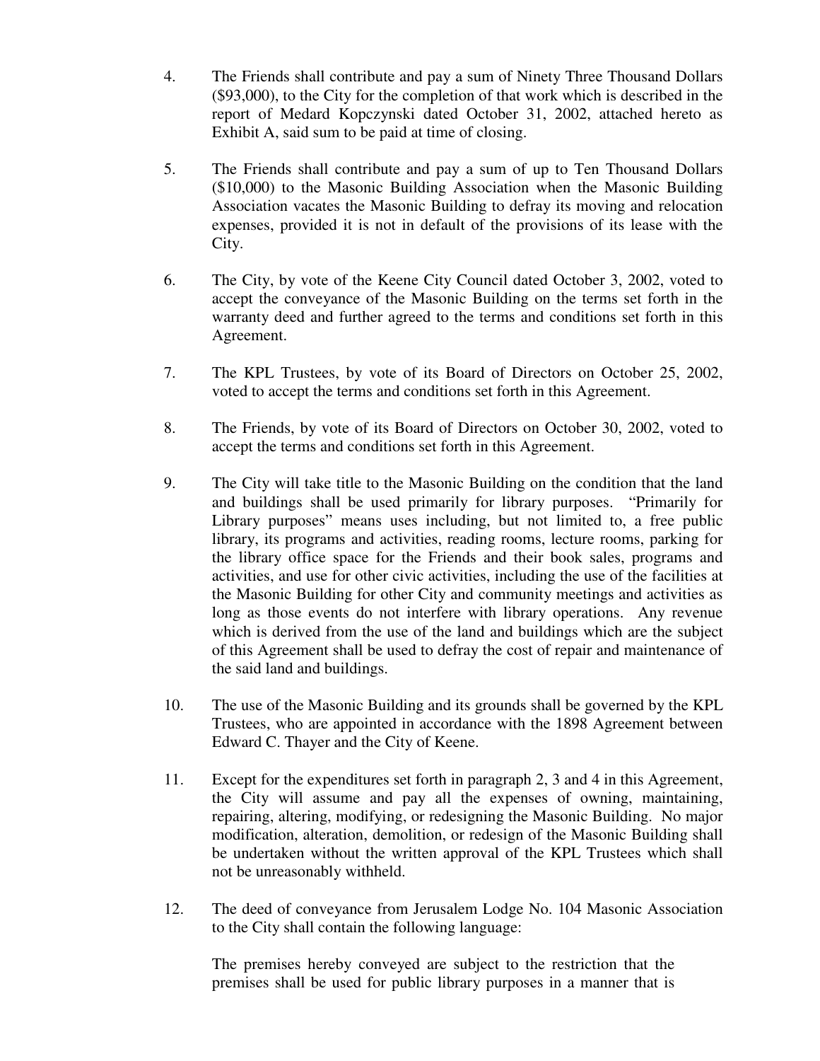4. The Friends shall contribute and pay a sum of Ninety Three Thousand Dollars ($93,000), to the City for the completion of that work which is described in the report of Medard Kopczynski dated October 31, 2002, attached hereto as Exhibit A, said sum to be paid at time of closing.

5. The Friends shall contribute and pay a sum of up to Ten Thousand Dollars ($10,000) to the Masonic Building Association when the Masonic Building Association vacates the Masonic Building to defray its moving and relocation expenses, provided it is not in default of the provisions of its lease with the City.

6. The City, by vote of the Keene City Council dated October 3, 2002, voted to accept the conveyance of the Masonic Building on the terms set forth in the warranty deed and further agreed to the terms and conditions set forth in this Agreement.

7. The KPL Trustees, by vote of its Board of Directors on October 25, 2002, voted to accept the terms and conditions set forth in this Agreement.

8. The Friends, by vote of its Board of Directors on October 30, 2002, voted to accept the terms and conditions set forth in this Agreement.

9. The City will take title to the Masonic Building on the condition that the land and buildings shall be used primarily for library purposes. "Primarily for Library purposes" means uses including, but not limited to, a free public library, its programs and activities, reading rooms, lecture rooms, parking for the library office space for the Friends and their book sales, programs and activities, and use for other civic activities, including the use of the facilities at the Masonic Building for other City and community meetings and activities as long as those events do not interfere with library operations. Any revenue which is derived from the use of the land and buildings which are the subject of this Agreement shall be used to defray the cost of repair and maintenance of the said land and buildings.

10. The use of the Masonic Building and its grounds shall be governed by the KPL Trustees, who are appointed in accordance with the 1898 Agreement between Edward C. Thayer and the City of Keene.

11. Except for the expenditures set forth in paragraph 2, 3 and 4 in this Agreement, the City will assume and pay all the expenses of owning, maintaining, repairing, altering, modifying, or redesigning the Masonic Building. No major modification, alteration, demolition, or redesign of the Masonic Building shall be undertaken without the written approval of the KPL Trustees which shall not be unreasonably withheld.

12. The deed of conveyance from Jerusalem Lodge No. 104 Masonic Association to the City shall contain the following language:

    The premises hereby conveyed are subject to the restriction that the premises shall be used for public library purposes in a manner that is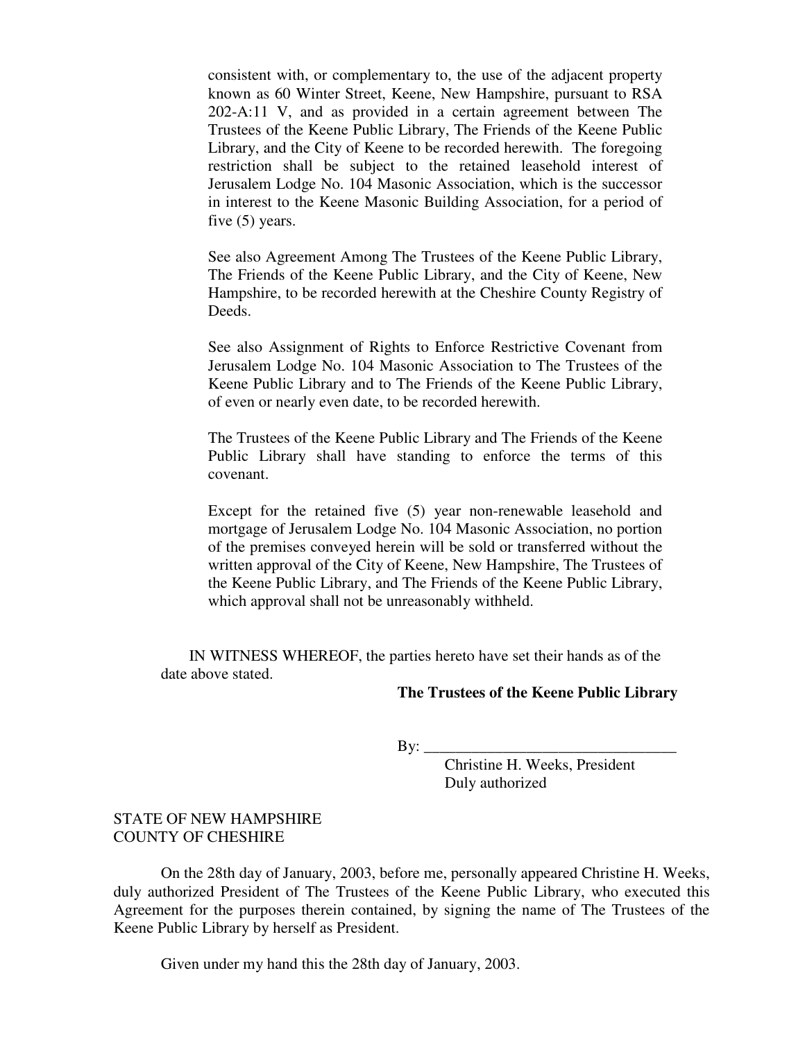consistent with, or complementary to, the use of the adjacent property known as 60 Winter Street, Keene, New Hampshire, pursuant to RSA 202-A:11 V, and as provided in a certain agreement between The Trustees of the Keene Public Library, The Friends of the Keene Public Library, and the City of Keene to be recorded herewith. The foregoing restriction shall be subject to the retained leasehold interest of Jerusalem Lodge No. 104 Masonic Association, which is the successor in interest to the Keene Masonic Building Association, for a period of five (5) years.

See also Agreement Among The Trustees of the Keene Public Library, The Friends of the Keene Public Library, and the City of Keene, New Hampshire, to be recorded herewith at the Cheshire County Registry of Deeds.

See also Assignment of Rights to Enforce Restrictive Covenant from Jerusalem Lodge No. 104 Masonic Association to The Trustees of the Keene Public Library and to The Friends of the Keene Public Library, of even or nearly even date, to be recorded herewith.

The Trustees of the Keene Public Library and The Friends of the Keene Public Library shall have standing to enforce the terms of this covenant.

Except for the retained five (5) year non-renewable leasehold and mortgage of Jerusalem Lodge No. 104 Masonic Association, no portion of the premises conveyed herein will be sold or transferred without the written approval of the City of Keene, New Hampshire, The Trustees of the Keene Public Library, and The Friends of the Keene Public Library, which approval shall not be unreasonably withheld.

IN WITNESS WHEREOF, the parties hereto have set their hands as of the date above stated.

**The Trustees of the Keene Public Library**

By: ________________________________

Christine H. Weeks, President
Duly authorized

STATE OF NEW HAMPSHIRE
COUNTY OF CHESHIRE

On the 28th day of January, 2003, before me, personally appeared Christine H. Weeks, duly authorized President of The Trustees of the Keene Public Library, who executed this Agreement for the purposes therein contained, by signing the name of The Trustees of the Keene Public Library by herself as President.

Given under my hand this the 28th day of January, 2003.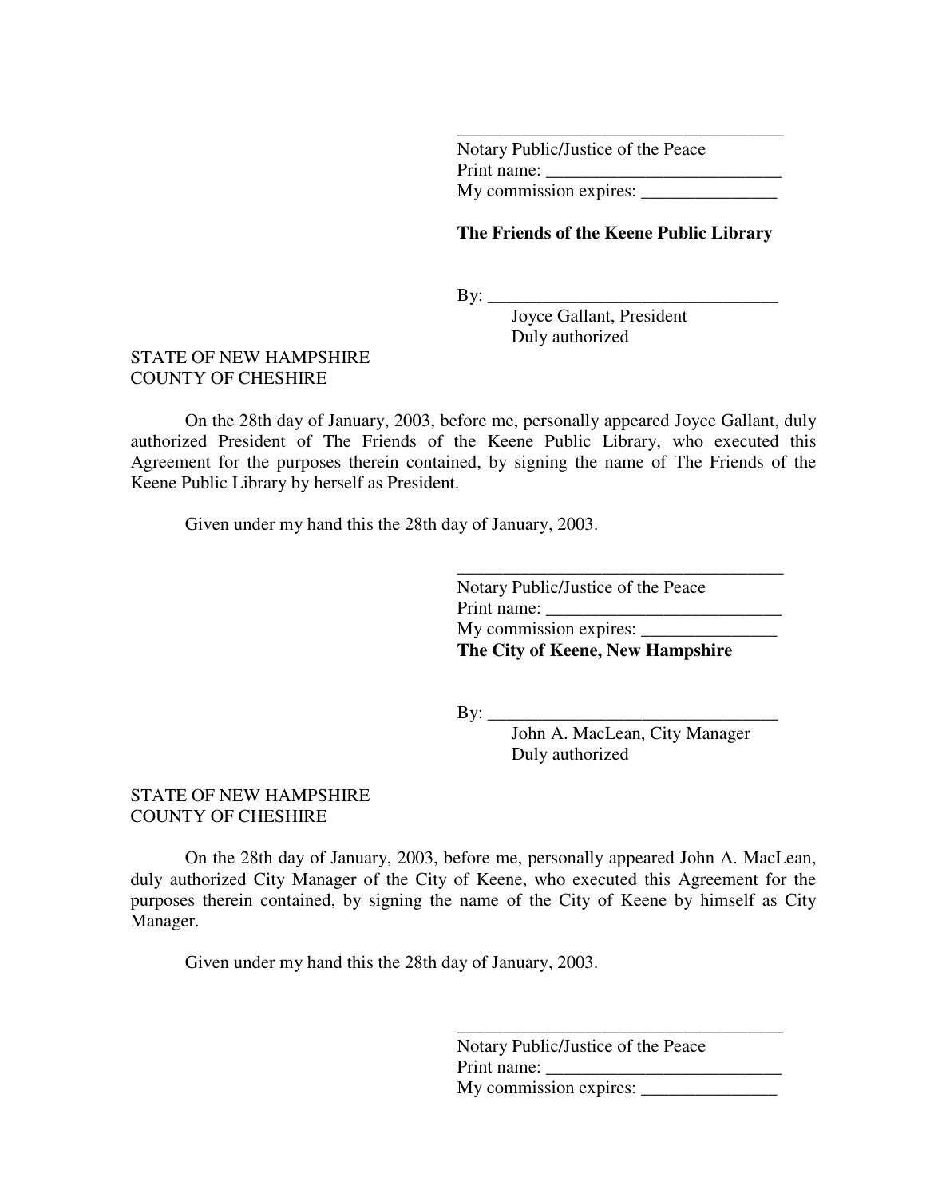_____________________________________
Notary Public/Justice of the Peace
Print name: __________________________
My commission expires: _______________

**The Friends of the Keene Public Library**

By: _________________________________
Joyce Gallant, President
Duly authorized

STATE OF NEW HAMPSHIRE
COUNTY OF CHESHIRE

On the 28th day of January, 2003, before me, personally appeared Joyce Gallant, duly authorized President of The Friends of the Keene Public Library, who executed this Agreement for the purposes therein contained, by signing the name of The Friends of the Keene Public Library by herself as President.

Given under my hand this the 28th day of January, 2003.

_____________________________________
Notary Public/Justice of the Peace
Print name: __________________________
My commission expires: _______________

**The City of Keene, New Hampshire**

By: _________________________________
John A. MacLean, City Manager
Duly authorized

STATE OF NEW HAMPSHIRE
COUNTY OF CHESHIRE

On the 28th day of January, 2003, before me, personally appeared John A. MacLean, duly authorized City Manager of the City of Keene, who executed this Agreement for the purposes therein contained, by signing the name of the City of Keene by himself as City Manager.

Given under my hand this the 28th day of January, 2003.

_____________________________________
Notary Public/Justice of the Peace
Print name: __________________________
My commission expires: _______________